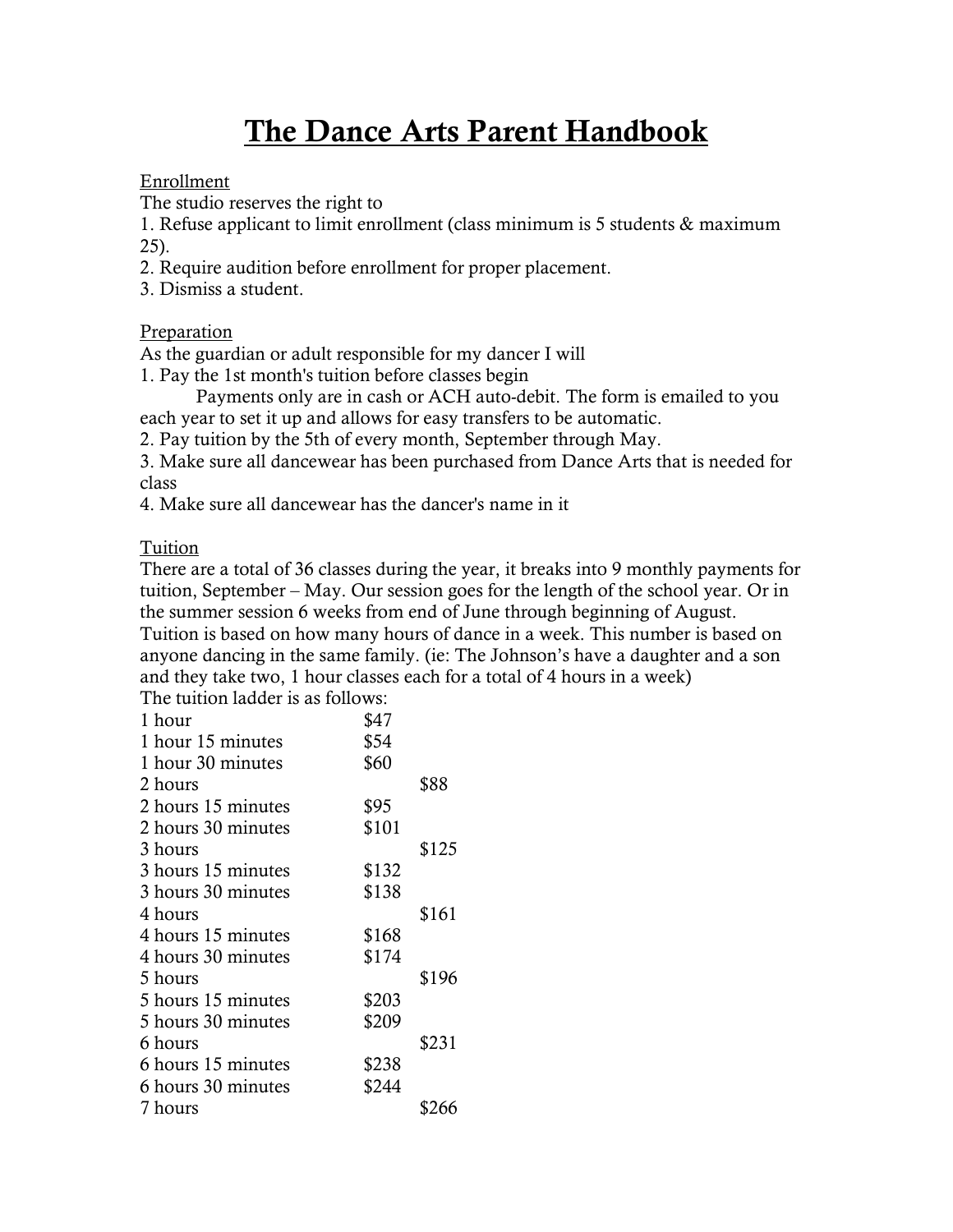# The Dance Arts Parent Handbook

Enrollment

The studio reserves the right to

1. Refuse applicant to limit enrollment (class minimum is 5 students & maximum 25).
2. Require audition before enrollment for proper placement.
3. Dismiss a student.

Preparation

As the guardian or adult responsible for my dancer I will

1. Pay the 1st month's tuition before classes begin

   Payments only are in cash or ACH auto-debit. The form is emailed to you each year to set it up and allows for easy transfers to be automatic.
2. Pay tuition by the 5th of every month, September through May.
3. Make sure all dancewear has been purchased from Dance Arts that is needed for class
4. Make sure all dancewear has the dancer's name in it

Tuition

There are a total of 36 classes during the year, it breaks into 9 monthly payments for tuition, September – May. Our session goes for the length of the school year. Or in the summer session 6 weeks from end of June through beginning of August. Tuition is based on how many hours of dance in a week. This number is based on anyone dancing in the same family. (ie: The Johnson's have a daughter and a son and they take two, 1 hour classes each for a total of 4 hours in a week)

The tuition ladder is as follows:

| | | |
|---|---|---|
| 1 hour | $47 | |
| 1 hour 15 minutes | $54 | |
| 1 hour 30 minutes | $60 | |
| 2 hours | | $88 |
| 2 hours 15 minutes | $95 | |
| 2 hours 30 minutes | $101 | |
| 3 hours | | $125 |
| 3 hours 15 minutes | $132 | |
| 3 hours 30 minutes | $138 | |
| 4 hours | | $161 |
| 4 hours 15 minutes | $168 | |
| 4 hours 30 minutes | $174 | |
| 5 hours | | $196 |
| 5 hours 15 minutes | $203 | |
| 5 hours 30 minutes | $209 | |
| 6 hours | | $231 |
| 6 hours 15 minutes | $238 | |
| 6 hours 30 minutes | $244 | |
| 7 hours | | $266 |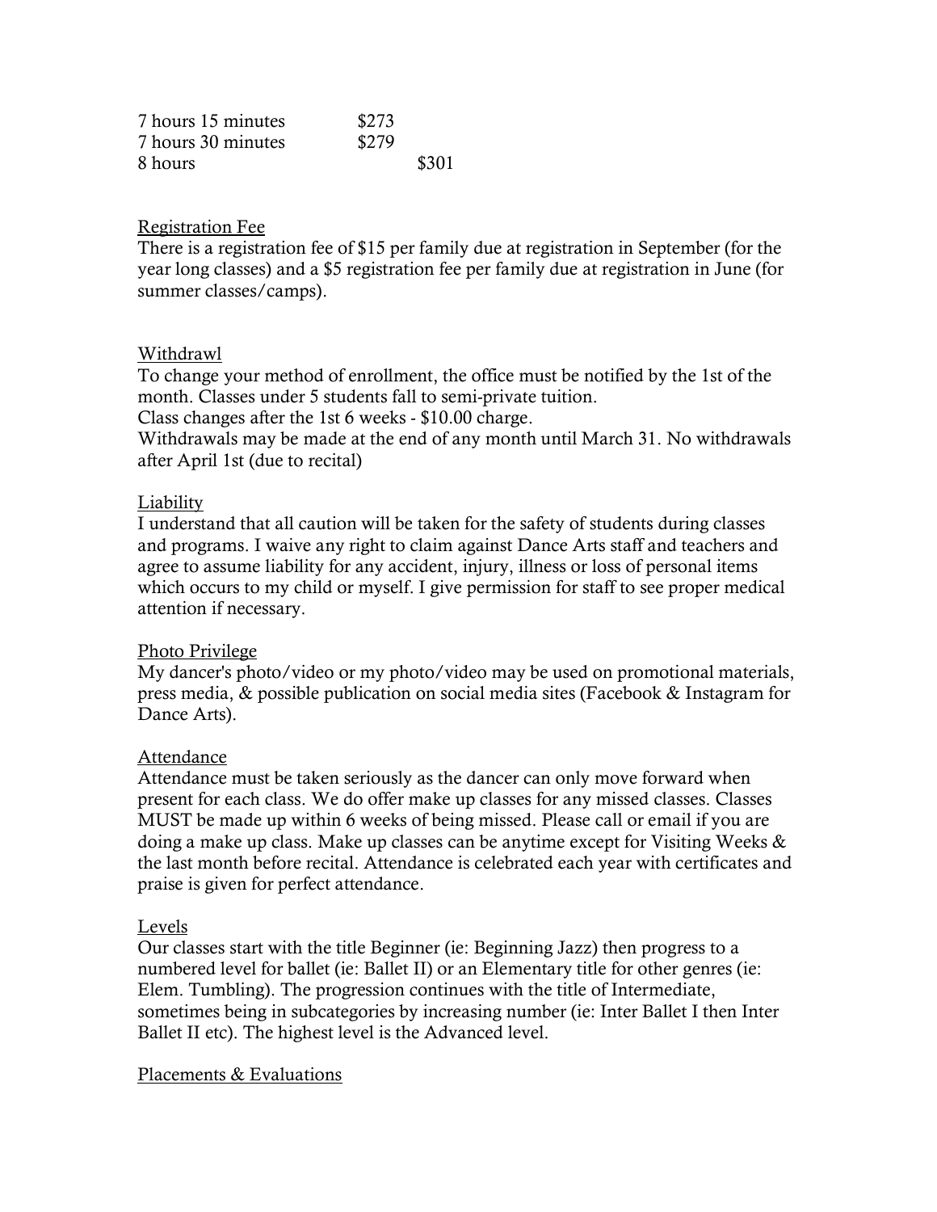| | |
|---|---|
| 7 hours 15 minutes | $273 |
| 7 hours 30 minutes | $279 |
| 8 hours | $301 |

<u>Registration Fee</u>

There is a registration fee of $15 per family due at registration in September (for the year long classes) and a $5 registration fee per family due at registration in June (for summer classes/camps).

<u>Withdrawl</u>

To change your method of enrollment, the office must be notified by the 1st of the month. Classes under 5 students fall to semi-private tuition.

Class changes after the 1st 6 weeks - $10.00 charge.

Withdrawals may be made at the end of any month until March 31. No withdrawals after April 1st (due to recital)

<u>Liability</u>

I understand that all caution will be taken for the safety of students during classes and programs. I waive any right to claim against Dance Arts staff and teachers and agree to assume liability for any accident, injury, illness or loss of personal items which occurs to my child or myself. I give permission for staff to see proper medical attention if necessary.

<u>Photo Privilege</u>

My dancer's photo/video or my photo/video may be used on promotional materials, press media, & possible publication on social media sites (Facebook & Instagram for Dance Arts).

<u>Attendance</u>

Attendance must be taken seriously as the dancer can only move forward when present for each class. We do offer make up classes for any missed classes. Classes MUST be made up within 6 weeks of being missed. Please call or email if you are doing a make up class. Make up classes can be anytime except for Visiting Weeks & the last month before recital. Attendance is celebrated each year with certificates and praise is given for perfect attendance.

<u>Levels</u>

Our classes start with the title Beginner (ie: Beginning Jazz) then progress to a numbered level for ballet (ie: Ballet II) or an Elementary title for other genres (ie: Elem. Tumbling). The progression continues with the title of Intermediate, sometimes being in subcategories by increasing number (ie: Inter Ballet I then Inter Ballet II etc). The highest level is the Advanced level.

<u>Placements & Evaluations</u>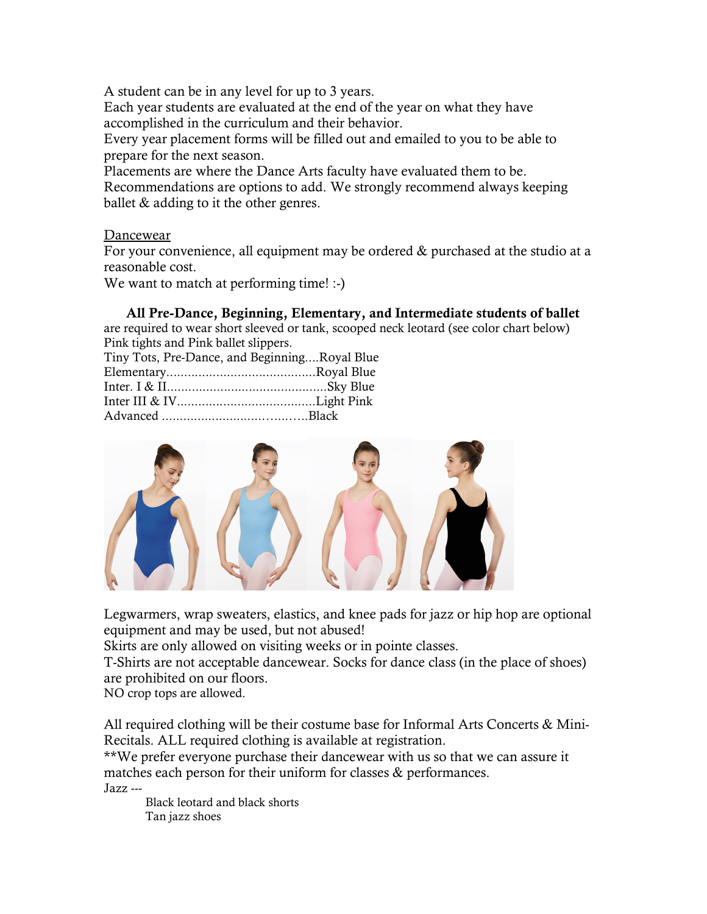A student can be in any level for up to 3 years.
Each year students are evaluated at the end of the year on what they have accomplished in the curriculum and their behavior.
Every year placement forms will be filled out and emailed to you to be able to prepare for the next season.
Placements are where the Dance Arts faculty have evaluated them to be.
Recommendations are options to add. We strongly recommend always keeping ballet & adding to it the other genres.

<u>Dancewear</u>
For your convenience, all equipment may be ordered & purchased at the studio at a reasonable cost.
We want to match at performing time! :-)

**All Pre-Dance, Beginning, Elementary, and Intermediate students of ballet** are required to wear short sleeved or tank, scooped neck leotard (see color chart below) Pink tights and Pink ballet slippers.

Tiny Tots, Pre-Dance, and Beginning....Royal Blue
Elementary..........................................Royal Blue
Inter. I & II............................................Sky Blue
Inter III & IV.......................................Light Pink
Advanced ........................…....…..Black

Legwarmers, wrap sweaters, elastics, and knee pads for jazz or hip hop are optional equipment and may be used, but not abused!
Skirts are only allowed on visiting weeks or in pointe classes.
T-Shirts are not acceptable dancewear. Socks for dance class (in the place of shoes) are prohibited on our floors.
NO crop tops are allowed.

All required clothing will be their costume base for Informal Arts Concerts & Mini-Recitals. ALL required clothing is available at registration.
**We prefer everyone purchase their dancewear with us so that we can assure it matches each person for their uniform for classes & performances.

Jazz ---
Black leotard and black shorts
Tan jazz shoes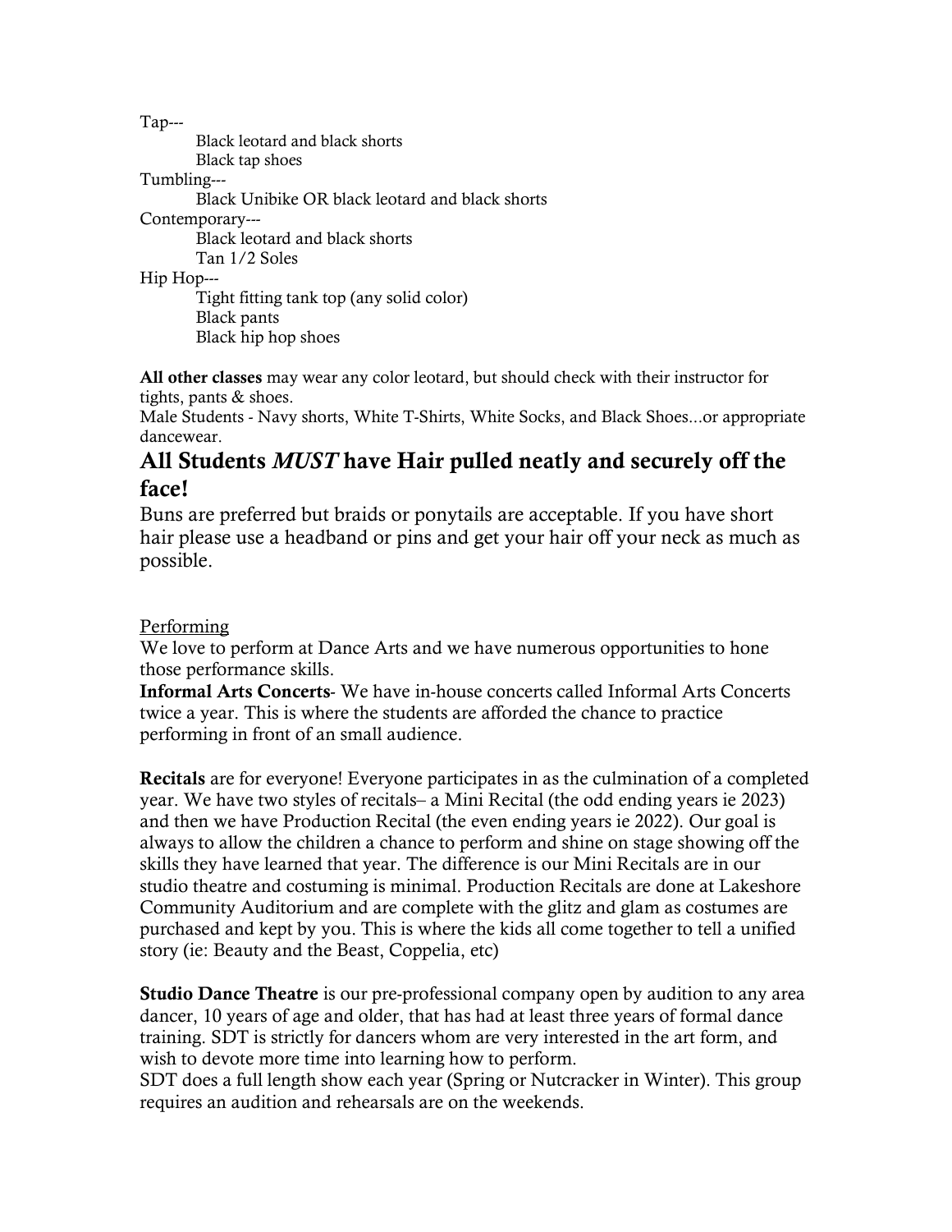Tap---

- Black leotard and black shorts
- Black tap shoes

Tumbling---

- Black Unibike OR black leotard and black shorts

Contemporary---

- Black leotard and black shorts
- Tan 1/2 Soles

Hip Hop---

- Tight fitting tank top (any solid color)
- Black pants
- Black hip hop shoes

**All other classes** may wear any color leotard, but should check with their instructor for tights, pants & shoes.

Male Students - Navy shorts, White T-Shirts, White Socks, and Black Shoes...or appropriate dancewear.

## All Students *MUST* have Hair pulled neatly and securely off the face!

Buns are preferred but braids or ponytails are acceptable. If you have short hair please use a headband or pins and get your hair off your neck as much as possible.

<u>Performing</u>

We love to perform at Dance Arts and we have numerous opportunities to hone those performance skills.

**Informal Arts Concerts**- We have in-house concerts called Informal Arts Concerts twice a year. This is where the students are afforded the chance to practice performing in front of an small audience.

**Recitals** are for everyone! Everyone participates in as the culmination of a completed year. We have two styles of recitals– a Mini Recital (the odd ending years ie 2023) and then we have Production Recital (the even ending years ie 2022). Our goal is always to allow the children a chance to perform and shine on stage showing off the skills they have learned that year. The difference is our Mini Recitals are in our studio theatre and costuming is minimal. Production Recitals are done at Lakeshore Community Auditorium and are complete with the glitz and glam as costumes are purchased and kept by you. This is where the kids all come together to tell a unified story (ie: Beauty and the Beast, Coppelia, etc)

**Studio Dance Theatre** is our pre-professional company open by audition to any area dancer, 10 years of age and older, that has had at least three years of formal dance training. SDT is strictly for dancers whom are very interested in the art form, and wish to devote more time into learning how to perform.

SDT does a full length show each year (Spring or Nutcracker in Winter). This group requires an audition and rehearsals are on the weekends.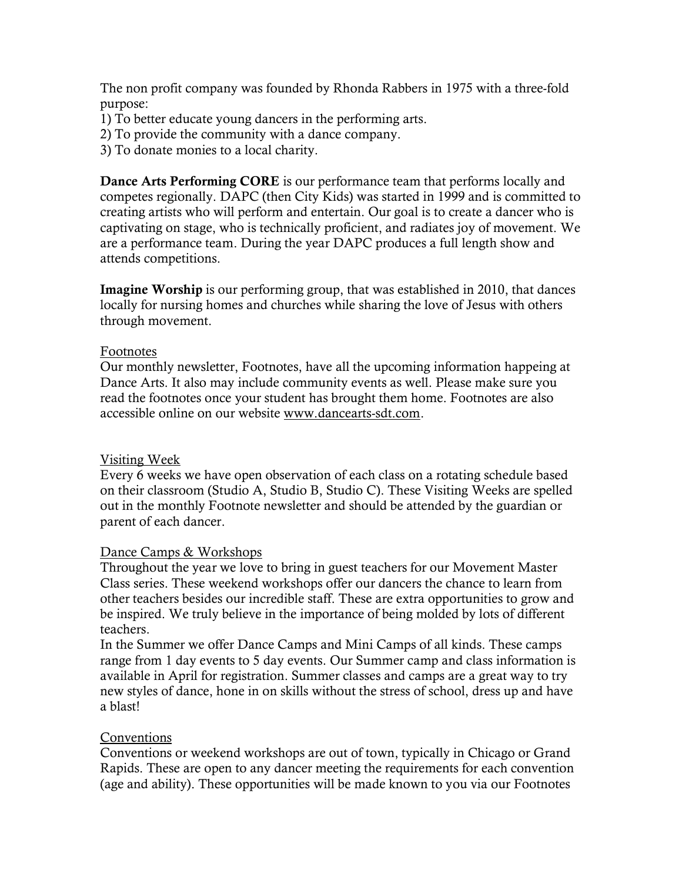The non profit company was founded by Rhonda Rabbers in 1975 with a three-fold purpose:

1) To better educate young dancers in the performing arts.
2) To provide the community with a dance company.
3) To donate monies to a local charity.

**Dance Arts Performing CORE** is our performance team that performs locally and competes regionally. DAPC (then City Kids) was started in 1999 and is committed to creating artists who will perform and entertain. Our goal is to create a dancer who is captivating on stage, who is technically proficient, and radiates joy of movement. We are a performance team. During the year DAPC produces a full length show and attends competitions.

**Imagine Worship** is our performing group, that was established in 2010, that dances locally for nursing homes and churches while sharing the love of Jesus with others through movement.

<u>Footnotes</u>

Our monthly newsletter, Footnotes, have all the upcoming information happeing at Dance Arts. It also may include community events as well. Please make sure you read the footnotes once your student has brought them home. Footnotes are also accessible online on our website <u>www.dancearts-sdt.com</u>.

<u>Visiting Week</u>

Every 6 weeks we have open observation of each class on a rotating schedule based on their classroom (Studio A, Studio B, Studio C). These Visiting Weeks are spelled out in the monthly Footnote newsletter and should be attended by the guardian or parent of each dancer.

<u>Dance Camps & Workshops</u>

Throughout the year we love to bring in guest teachers for our Movement Master Class series. These weekend workshops offer our dancers the chance to learn from other teachers besides our incredible staff. These are extra opportunities to grow and be inspired. We truly believe in the importance of being molded by lots of different teachers.

In the Summer we offer Dance Camps and Mini Camps of all kinds. These camps range from 1 day events to 5 day events. Our Summer camp and class information is available in April for registration. Summer classes and camps are a great way to try new styles of dance, hone in on skills without the stress of school, dress up and have a blast!

<u>Conventions</u>

Conventions or weekend workshops are out of town, typically in Chicago or Grand Rapids. These are open to any dancer meeting the requirements for each convention (age and ability). These opportunities will be made known to you via our Footnotes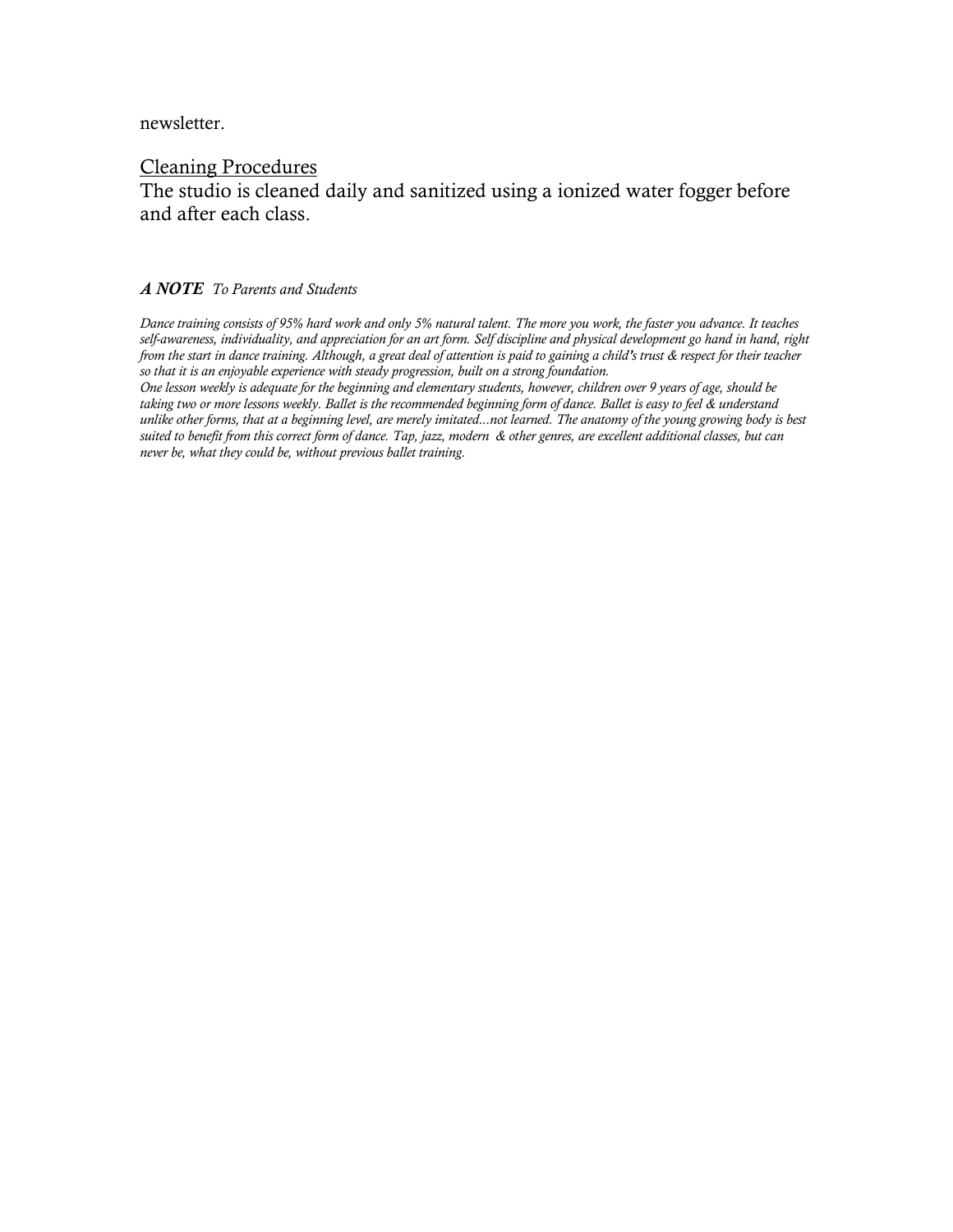newsletter.

Cleaning Procedures

The studio is cleaned daily and sanitized using a ionized water fogger before and after each class.

***A NOTE*** *To Parents and Students*

*Dance training consists of 95% hard work and only 5% natural talent. The more you work, the faster you advance. It teaches self-awareness, individuality, and appreciation for an art form. Self discipline and physical development go hand in hand, right from the start in dance training. Although, a great deal of attention is paid to gaining a child's trust & respect for their teacher so that it is an enjoyable experience with steady progression, built on a strong foundation.*

*One lesson weekly is adequate for the beginning and elementary students, however, children over 9 years of age, should be taking two or more lessons weekly. Ballet is the recommended beginning form of dance. Ballet is easy to feel & understand unlike other forms, that at a beginning level, are merely imitated...not learned. The anatomy of the young growing body is best suited to benefit from this correct form of dance. Tap, jazz, modern & other genres, are excellent additional classes, but can never be, what they could be, without previous ballet training.*